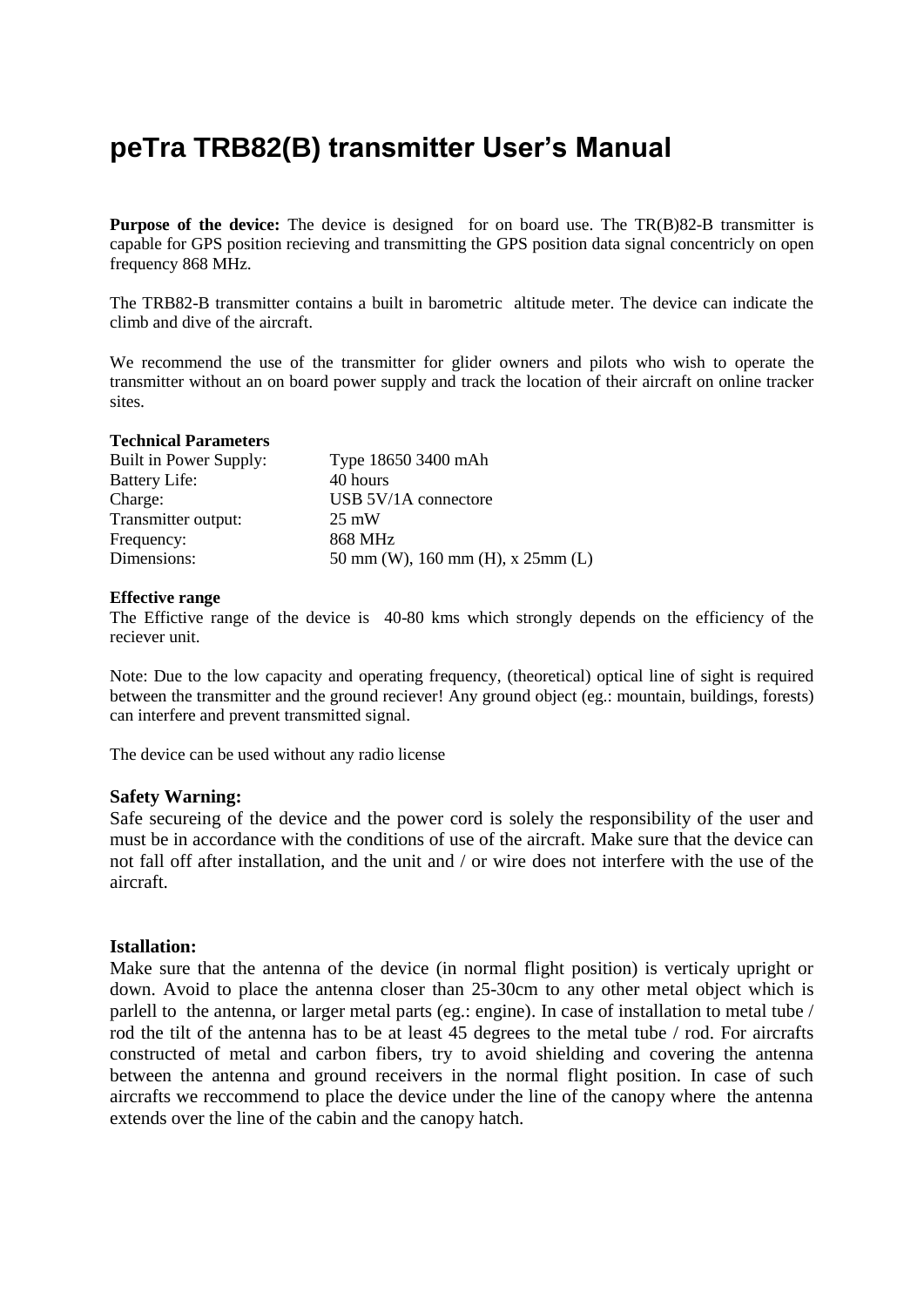# peTra TRB82(B) transmitter User's Manual

**Purpose of the device:** The device is designed for on board use. The TR(B)82-B transmitter is capable for GPS position recieving and transmitting the GPS position data signal concentricly on open frequency 868 MHz.

The TRB82-B transmitter contains a built in barometric altitude meter. The device can indicate the climb and dive of the aircraft.

We recommend the use of the transmitter for glider owners and pilots who wish to operate the transmitter without an on board power supply and track the location of their aircraft on online tracker sites.

**Technical Parameters**

| | |
|---|---|
| Built in Power Supply: | Type 18650 3400 mAh |
| Battery Life: | 40 hours |
| Charge: | USB 5V/1A connectore |
| Transmitter output: | 25 mW |
| Frequency: | 868 MHz |
| Dimensions: | 50 mm (W), 160 mm (H), x 25mm (L) |

**Effective range**

The Effictive range of the device is 40-80 kms which strongly depends on the efficiency of the reciever unit.

Note: Due to the low capacity and operating frequency, (theoretical) optical line of sight is required between the transmitter and the ground reciever! Any ground object (eg.: mountain, buildings, forests) can interfere and prevent transmitted signal.

The device can be used without any radio license

**Safety Warning:**

Safe secureing of the device and the power cord is solely the responsibility of the user and must be in accordance with the conditions of use of the aircraft. Make sure that the device can not fall off after installation, and the unit and / or wire does not interfere with the use of the aircraft.

**Istallation:**

Make sure that the antenna of the device (in normal flight position) is verticaly upright or down. Avoid to place the antenna closer than 25-30cm to any other metal object which is parlell to the antenna, or larger metal parts (eg.: engine). In case of installation to metal tube / rod the tilt of the antenna has to be at least 45 degrees to the metal tube / rod. For aircrafts constructed of metal and carbon fibers, try to avoid shielding and covering the antenna between the antenna and ground receivers in the normal flight position. In case of such aircrafts we reccommend to place the device under the line of the canopy where the antenna extends over the line of the cabin and the canopy hatch.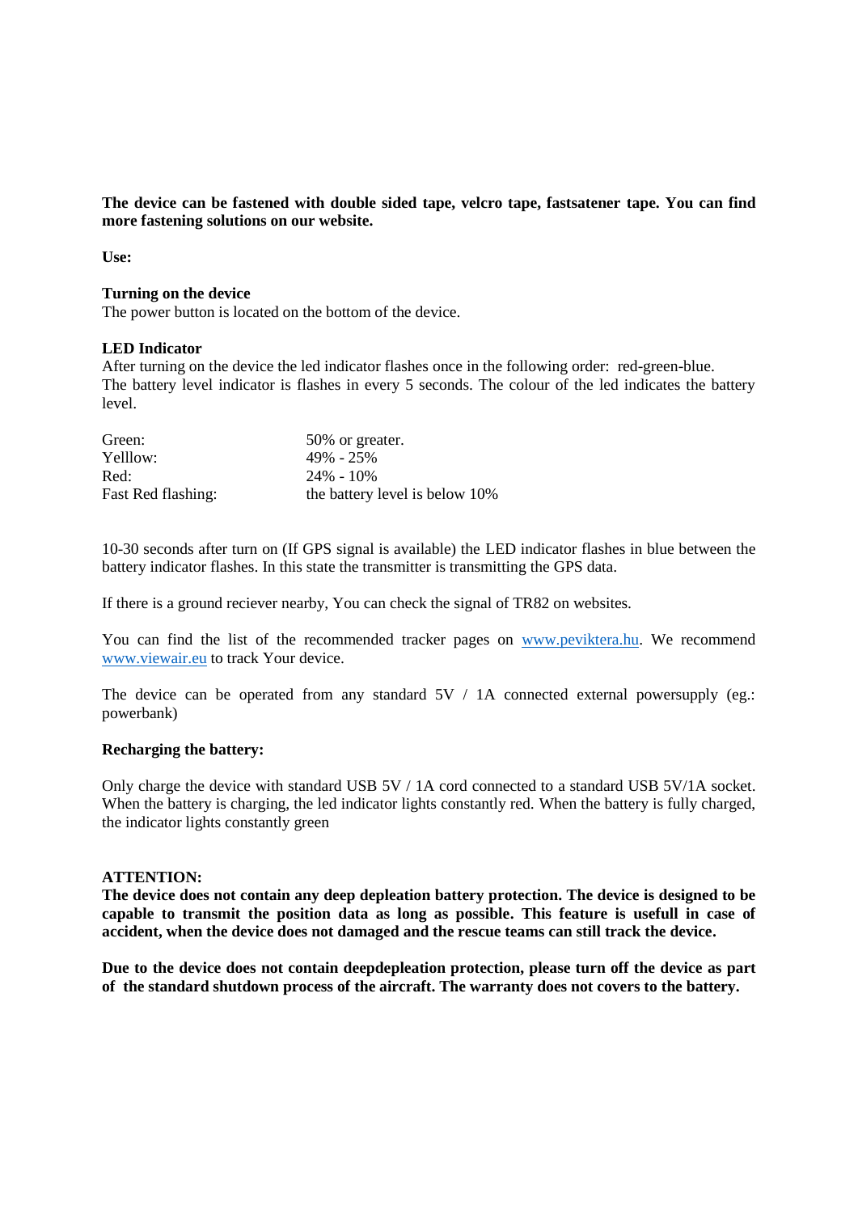**The device can be fastened with double sided tape, velcro tape, fastsatener tape. You can find more fastening solutions on our website.**

**Use:**

**Turning on the device**

The power button is located on the bottom of the device.

**LED Indicator**

After turning on the device the led indicator flashes once in the following order: red-green-blue.
The battery level indicator is flashes in every 5 seconds. The colour of the led indicates the battery level.

| | |
|---|---|
| Green: | 50% or greater. |
| Yelllow: | 49% - 25% |
| Red: | 24% - 10% |
| Fast Red flashing: | the battery level is below 10% |

10-30 seconds after turn on (If GPS signal is available) the LED indicator flashes in blue between the battery indicator flashes. In this state the transmitter is transmitting the GPS data.

If there is a ground reciever nearby, You can check the signal of TR82 on websites.

You can find the list of the recommended tracker pages on www.peviktera.hu. We recommend www.viewair.eu to track Your device.

The device can be operated from any standard 5V / 1A connected external powersupply (eg.: powerbank)

**Recharging the battery:**

Only charge the device with standard USB 5V / 1A cord connected to a standard USB 5V/1A socket. When the battery is charging, the led indicator lights constantly red. When the battery is fully charged, the indicator lights constantly green

**ATTENTION:**

**The device does not contain any deep depleation battery protection. The device is designed to be capable to transmit the position data as long as possible. This feature is usefull in case of accident, when the device does not damaged and the rescue teams can still track the device.**

**Due to the device does not contain deepdepleation protection, please turn off the device as part of the standard shutdown process of the aircraft. The warranty does not covers to the battery.**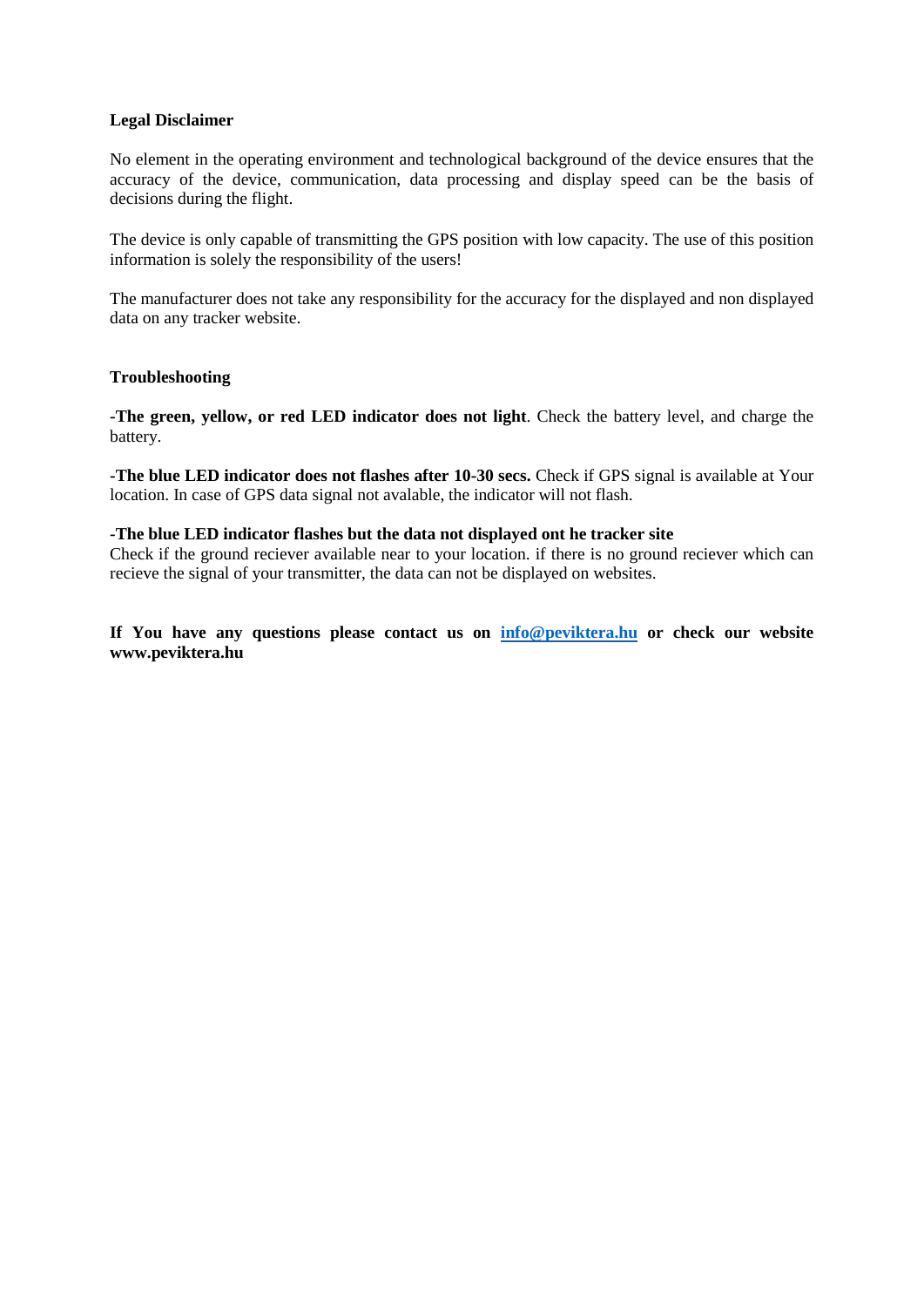**Legal Disclaimer**

No element in the operating environment and technological background of the device ensures that the accuracy of the device, communication, data processing and display speed can be the basis of decisions during the flight.

The device is only capable of transmitting the GPS position with low capacity. The use of this position information is solely the responsibility of the users!

The manufacturer does not take any responsibility for the accuracy for the displayed and non displayed data on any tracker website.

**Troubleshooting**

**-The green, yellow, or red LED indicator does not light**. Check the battery level, and charge the battery.

**-The blue LED indicator does not flashes after 10-30 secs.** Check if GPS signal is available at Your location. In case of GPS data signal not avalable, the indicator will not flash.

**-The blue LED indicator flashes but the data not displayed ont he tracker site**
Check if the ground reciever available near to your location. if there is no ground reciever which can recieve the signal of your transmitter, the data can not be displayed on websites.

**If You have any questions please contact us on [info@peviktera.hu](mailto:info@peviktera.hu) or check our website www.peviktera.hu**